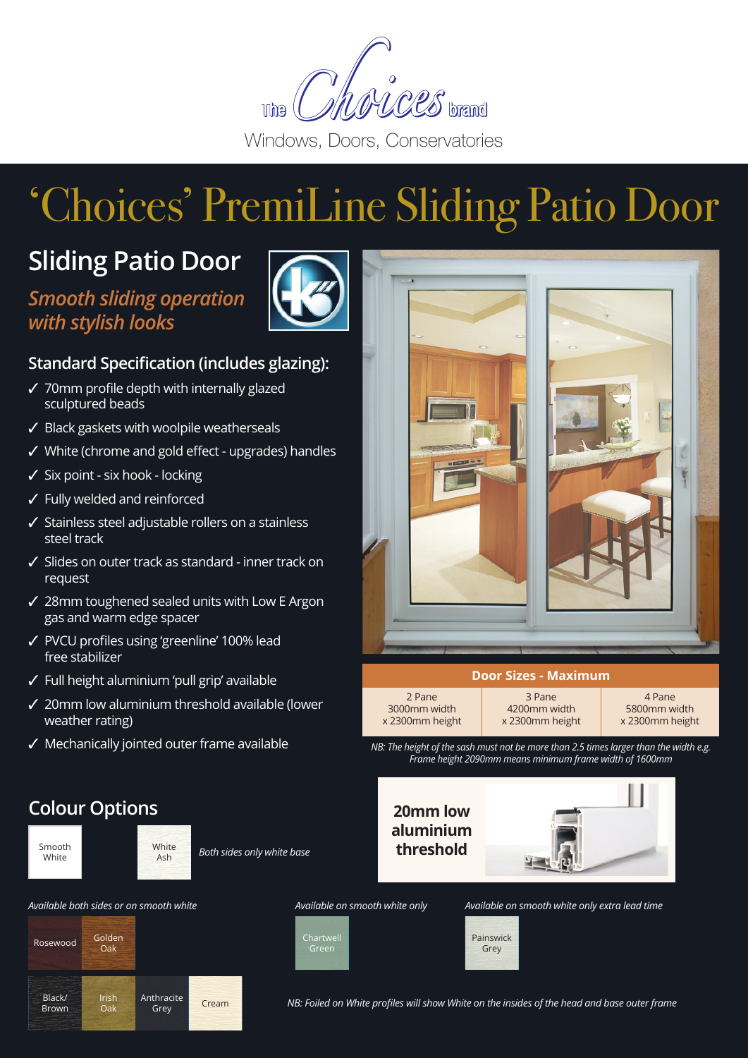The Choices brand

Windows, Doors, Conservatories

# 'Choices' PremiLine Sliding Patio Door

## Sliding Patio Door

*Smooth sliding operation with stylish looks*

### Standard Specification (includes glazing):

- ✓ 70mm profile depth with internally glazed sculptured beads
- ✓ Black gaskets with woolpile weatherseals
- ✓ White (chrome and gold effect - upgrades) handles
- ✓ Six point - six hook - locking
- ✓ Fully welded and reinforced
- ✓ Stainless steel adjustable rollers on a stainless steel track
- ✓ Slides on outer track as standard - inner track on request
- ✓ 28mm toughened sealed units with Low E Argon gas and warm edge spacer
- ✓ PVCU profiles using 'greenline' 100% lead free stabilizer
- ✓ Full height aluminium 'pull grip' available
- ✓ 20mm low aluminium threshold available (lower weather rating)
- ✓ Mechanically jointed outer frame available

| Door Sizes - Maximum | | |
|---|---|---|
| 2 Pane 3000mm width x 2300mm height | 3 Pane 4200mm width x 2300mm height | 4 Pane 5800mm width x 2300mm height |

*NB: The height of the sash must not be more than 2.5 times larger than the width e.g. Frame height 2090mm means minimum frame width of 1600mm*

**20mm low aluminium threshold**

## Colour Options

Smooth White

White Ash

*Both sides only white base*

*Available both sides or on smooth white*

Rosewood, Golden Oak, Black/Brown, Irish Oak, Anthracite Grey, Cream

*Available on smooth white only*

Chartwell Green

*Available on smooth white only extra lead time*

Painswick Grey

*NB: Foiled on White profiles will show White on the insides of the head and base outer frame*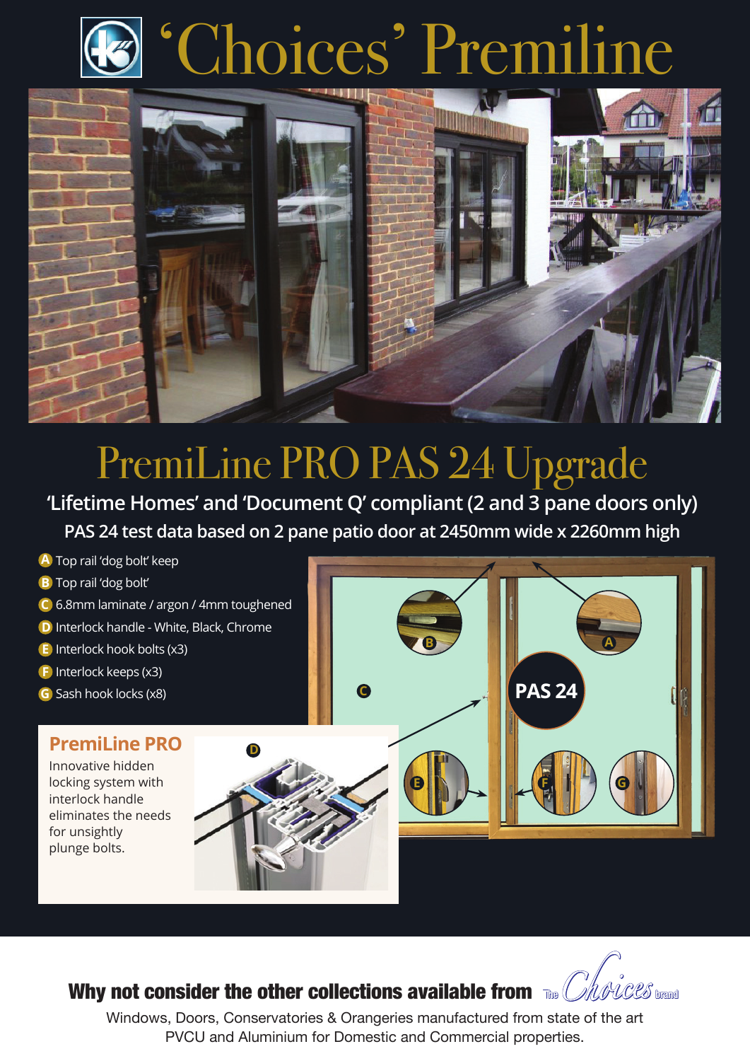# ‘Choices’ Premiline

## PremiLine PRO PAS 24 Upgrade

**‘Lifetime Homes’ and ‘Document Q’ compliant (2 and 3 pane doors only)**

**PAS 24 test data based on 2 pane patio door at 2450mm wide x 2260mm high**

- A Top rail ‘dog bolt’ keep
- B Top rail ‘dog bolt’
- C 6.8mm laminate / argon / 4mm toughened
- D Interlock handle - White, Black, Chrome
- E Interlock hook bolts (x3)
- F Interlock keeps (x3)
- G Sash hook locks (x8)

PAS 24

### PremiLine PRO

Innovative hidden locking system with interlock handle eliminates the needs for unsightly plunge bolts.

**Why not consider the other collections available from The Choices brand**

Windows, Doors, Conservatories & Orangeries manufactured from state of the art PVCU and Aluminium for Domestic and Commercial properties.